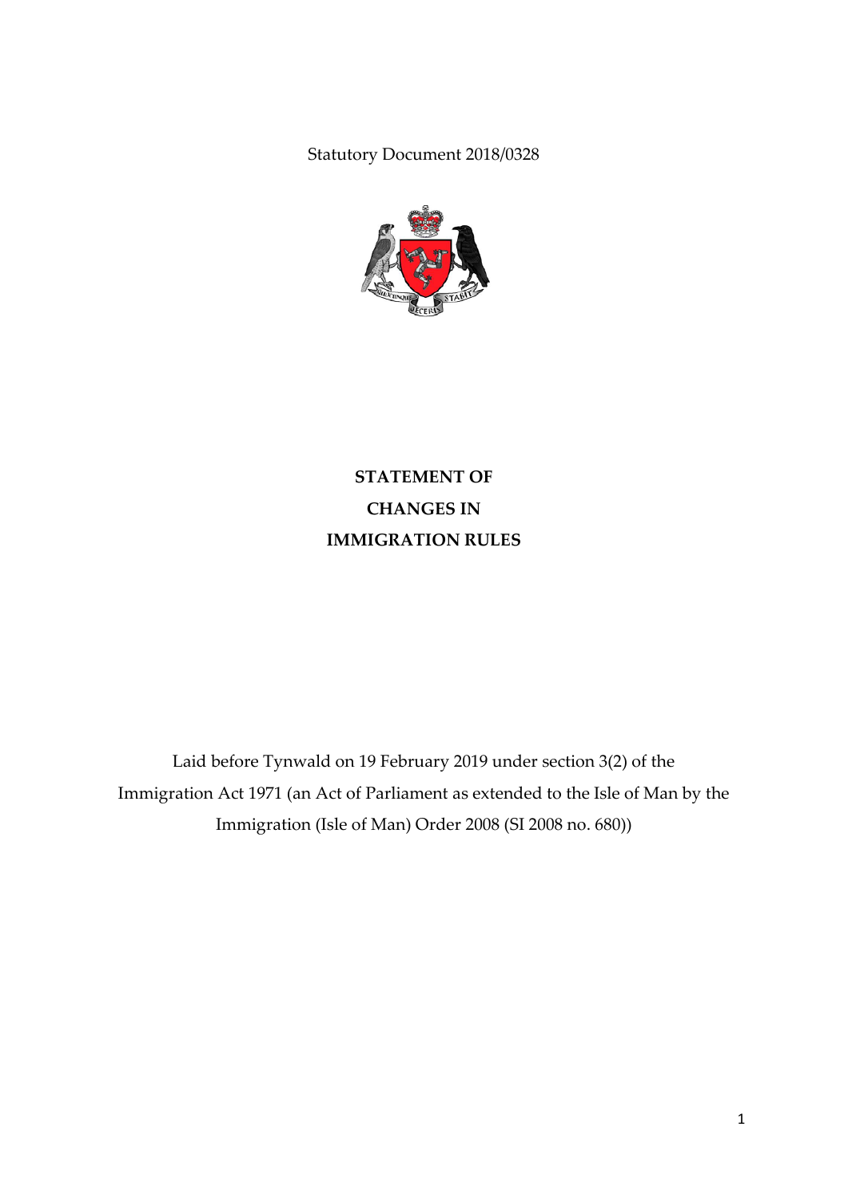Statutory Document 2018/0328

# STATEMENT OF CHANGES IN IMMIGRATION RULES

Laid before Tynwald on 19 February 2019 under section 3(2) of the Immigration Act 1971 (an Act of Parliament as extended to the Isle of Man by the Immigration (Isle of Man) Order 2008 (SI 2008 no. 680))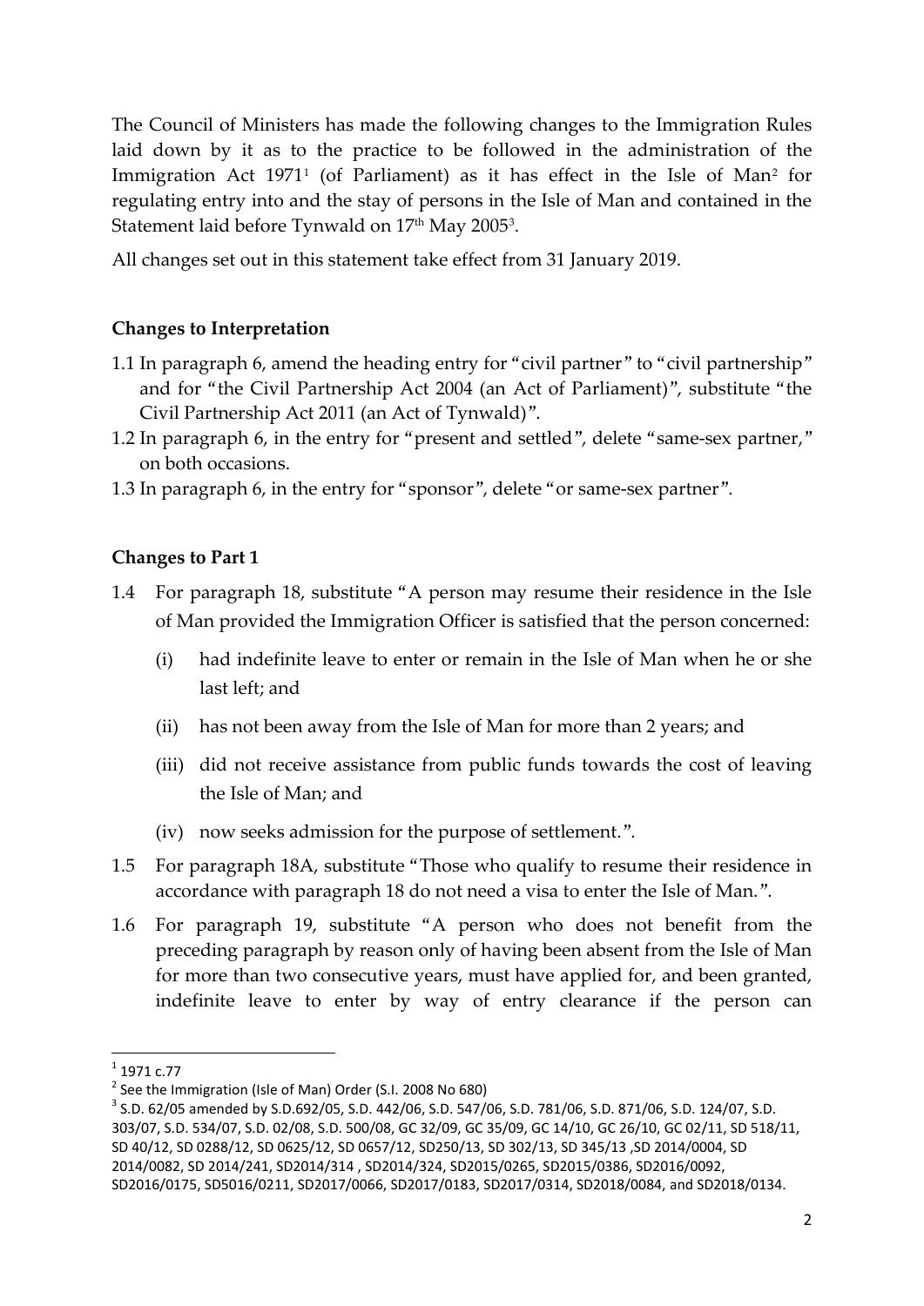The Council of Ministers has made the following changes to the Immigration Rules laid down by it as to the practice to be followed in the administration of the Immigration Act 1971[1] (of Parliament) as it has effect in the Isle of Man[2] for regulating entry into and the stay of persons in the Isle of Man and contained in the Statement laid before Tynwald on 17th May 2005[3].

All changes set out in this statement take effect from 31 January 2019.

## Changes to Interpretation

1.1 In paragraph 6, amend the heading entry for "civil partner" to "civil partnership" and for "the Civil Partnership Act 2004 (an Act of Parliament)", substitute "the Civil Partnership Act 2011 (an Act of Tynwald)".

1.2 In paragraph 6, in the entry for "present and settled", delete "same-sex partner," on both occasions.

1.3 In paragraph 6, in the entry for "sponsor", delete "or same-sex partner".

## Changes to Part 1

1.4 For paragraph 18, substitute "A person may resume their residence in the Isle of Man provided the Immigration Officer is satisfied that the person concerned:

- (i) had indefinite leave to enter or remain in the Isle of Man when he or she last left; and
- (ii) has not been away from the Isle of Man for more than 2 years; and
- (iii) did not receive assistance from public funds towards the cost of leaving the Isle of Man; and
- (iv) now seeks admission for the purpose of settlement.".

1.5 For paragraph 18A, substitute "Those who qualify to resume their residence in accordance with paragraph 18 do not need a visa to enter the Isle of Man.".

1.6 For paragraph 19, substitute "A person who does not benefit from the preceding paragraph by reason only of having been absent from the Isle of Man for more than two consecutive years, must have applied for, and been granted, indefinite leave to enter by way of entry clearance if the person can

---

[1] 1971 c.77

[2] See the Immigration (Isle of Man) Order (S.I. 2008 No 680)

[3] S.D. 62/05 amended by S.D.692/05, S.D. 442/06, S.D. 547/06, S.D. 781/06, S.D. 871/06, S.D. 124/07, S.D. 303/07, S.D. 534/07, S.D. 02/08, S.D. 500/08, GC 32/09, GC 35/09, GC 14/10, GC 26/10, GC 02/11, SD 518/11, SD 40/12, SD 0288/12, SD 0625/12, SD 0657/12, SD250/13, SD 302/13, SD 345/13 ,SD 2014/0004, SD 2014/0082, SD 2014/241, SD2014/314 , SD2014/324, SD2015/0265, SD2015/0386, SD2016/0092, SD2016/0175, SD5016/0211, SD2017/0066, SD2017/0183, SD2017/0314, SD2018/0084, and SD2018/0134.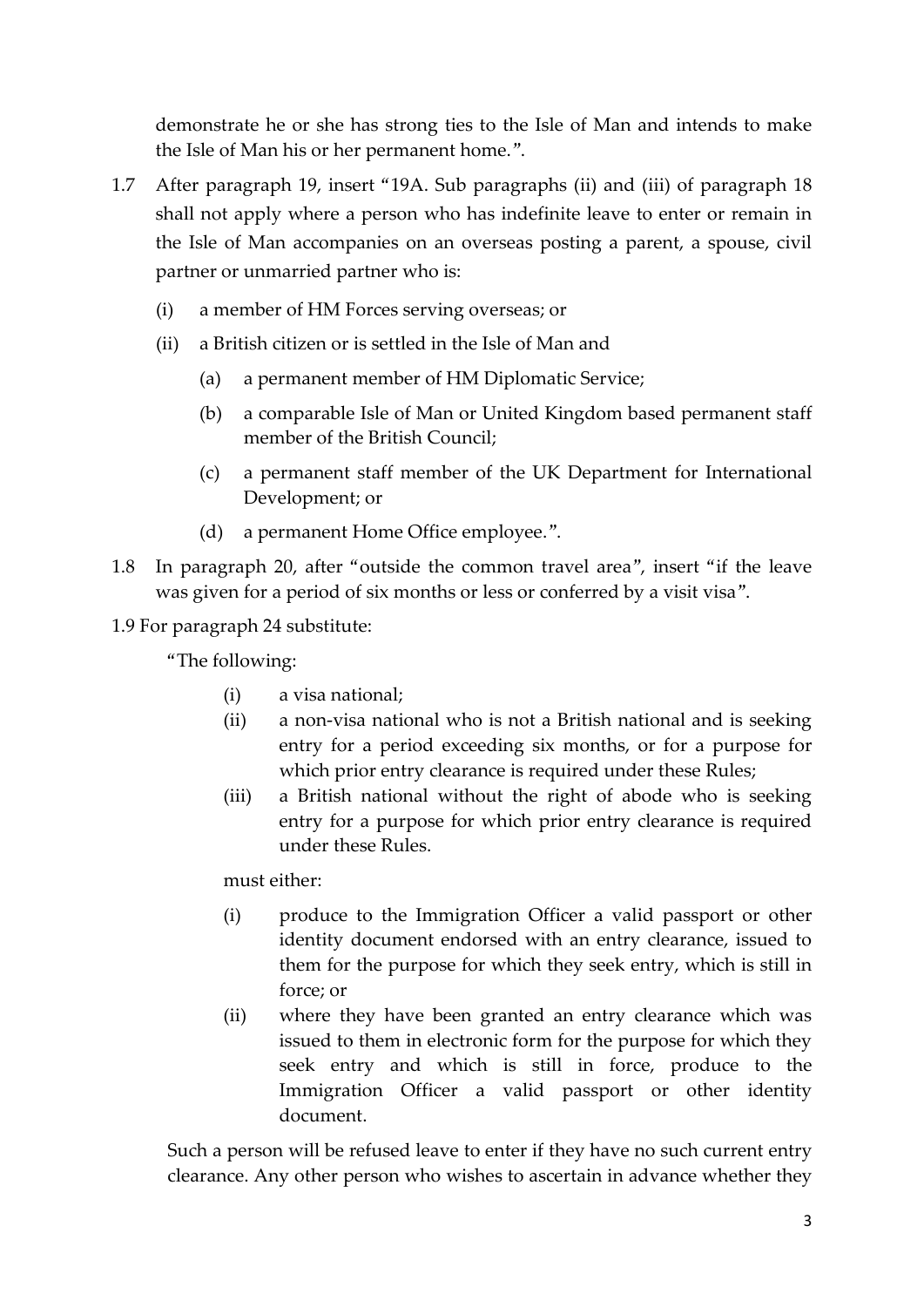demonstrate he or she has strong ties to the Isle of Man and intends to make the Isle of Man his or her permanent home.".

1.7 After paragraph 19, insert "19A. Sub paragraphs (ii) and (iii) of paragraph 18 shall not apply where a person who has indefinite leave to enter or remain in the Isle of Man accompanies on an overseas posting a parent, a spouse, civil partner or unmarried partner who is:

   (i) a member of HM Forces serving overseas; or

   (ii) a British citizen or is settled in the Isle of Man and

      (a) a permanent member of HM Diplomatic Service;

      (b) a comparable Isle of Man or United Kingdom based permanent staff member of the British Council;

      (c) a permanent staff member of the UK Department for International Development; or

      (d) a permanent Home Office employee.".

1.8 In paragraph 20, after "outside the common travel area", insert "if the leave was given for a period of six months or less or conferred by a visit visa".

1.9 For paragraph 24 substitute:

"The following:

   (i) a visa national;

   (ii) a non-visa national who is not a British national and is seeking entry for a period exceeding six months, or for a purpose for which prior entry clearance is required under these Rules;

   (iii) a British national without the right of abode who is seeking entry for a purpose for which prior entry clearance is required under these Rules.

must either:

   (i) produce to the Immigration Officer a valid passport or other identity document endorsed with an entry clearance, issued to them for the purpose for which they seek entry, which is still in force; or

   (ii) where they have been granted an entry clearance which was issued to them in electronic form for the purpose for which they seek entry and which is still in force, produce to the Immigration Officer a valid passport or other identity document.

Such a person will be refused leave to enter if they have no such current entry clearance. Any other person who wishes to ascertain in advance whether they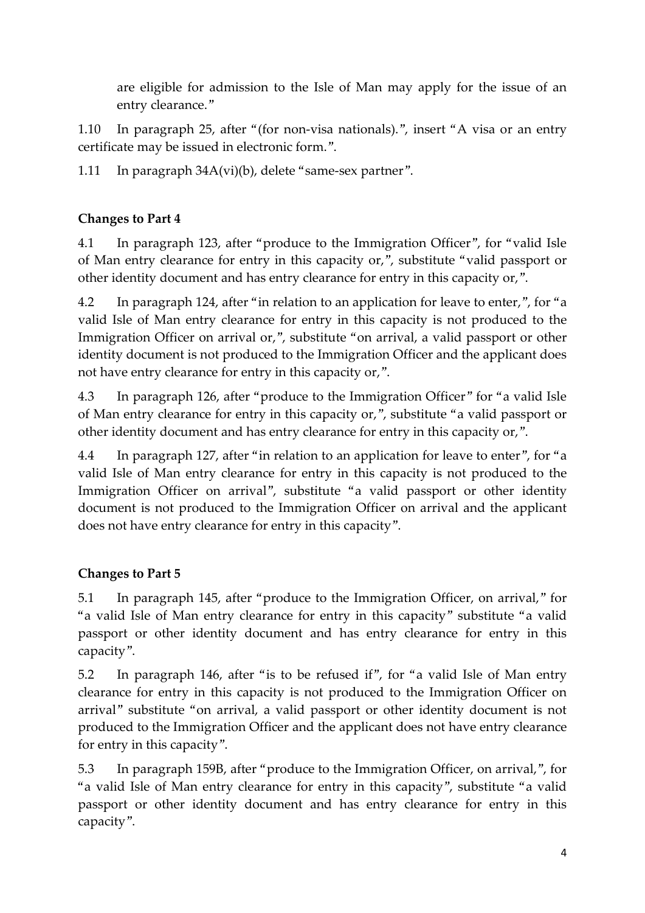are eligible for admission to the Isle of Man may apply for the issue of an entry clearance."

1.10 In paragraph 25, after "(for non-visa nationals).", insert "A visa or an entry certificate may be issued in electronic form.".

1.11 In paragraph 34A(vi)(b), delete "same-sex partner".

**Changes to Part 4**

4.1 In paragraph 123, after "produce to the Immigration Officer", for "valid Isle of Man entry clearance for entry in this capacity or,", substitute "valid passport or other identity document and has entry clearance for entry in this capacity or,".

4.2 In paragraph 124, after "in relation to an application for leave to enter,", for "a valid Isle of Man entry clearance for entry in this capacity is not produced to the Immigration Officer on arrival or,", substitute "on arrival, a valid passport or other identity document is not produced to the Immigration Officer and the applicant does not have entry clearance for entry in this capacity or,".

4.3 In paragraph 126, after "produce to the Immigration Officer" for "a valid Isle of Man entry clearance for entry in this capacity or,", substitute "a valid passport or other identity document and has entry clearance for entry in this capacity or,".

4.4 In paragraph 127, after "in relation to an application for leave to enter", for "a valid Isle of Man entry clearance for entry in this capacity is not produced to the Immigration Officer on arrival", substitute "a valid passport or other identity document is not produced to the Immigration Officer on arrival and the applicant does not have entry clearance for entry in this capacity".

**Changes to Part 5**

5.1 In paragraph 145, after "produce to the Immigration Officer, on arrival," for "a valid Isle of Man entry clearance for entry in this capacity" substitute "a valid passport or other identity document and has entry clearance for entry in this capacity".

5.2 In paragraph 146, after "is to be refused if", for "a valid Isle of Man entry clearance for entry in this capacity is not produced to the Immigration Officer on arrival" substitute "on arrival, a valid passport or other identity document is not produced to the Immigration Officer and the applicant does not have entry clearance for entry in this capacity".

5.3 In paragraph 159B, after "produce to the Immigration Officer, on arrival,", for "a valid Isle of Man entry clearance for entry in this capacity", substitute "a valid passport or other identity document and has entry clearance for entry in this capacity".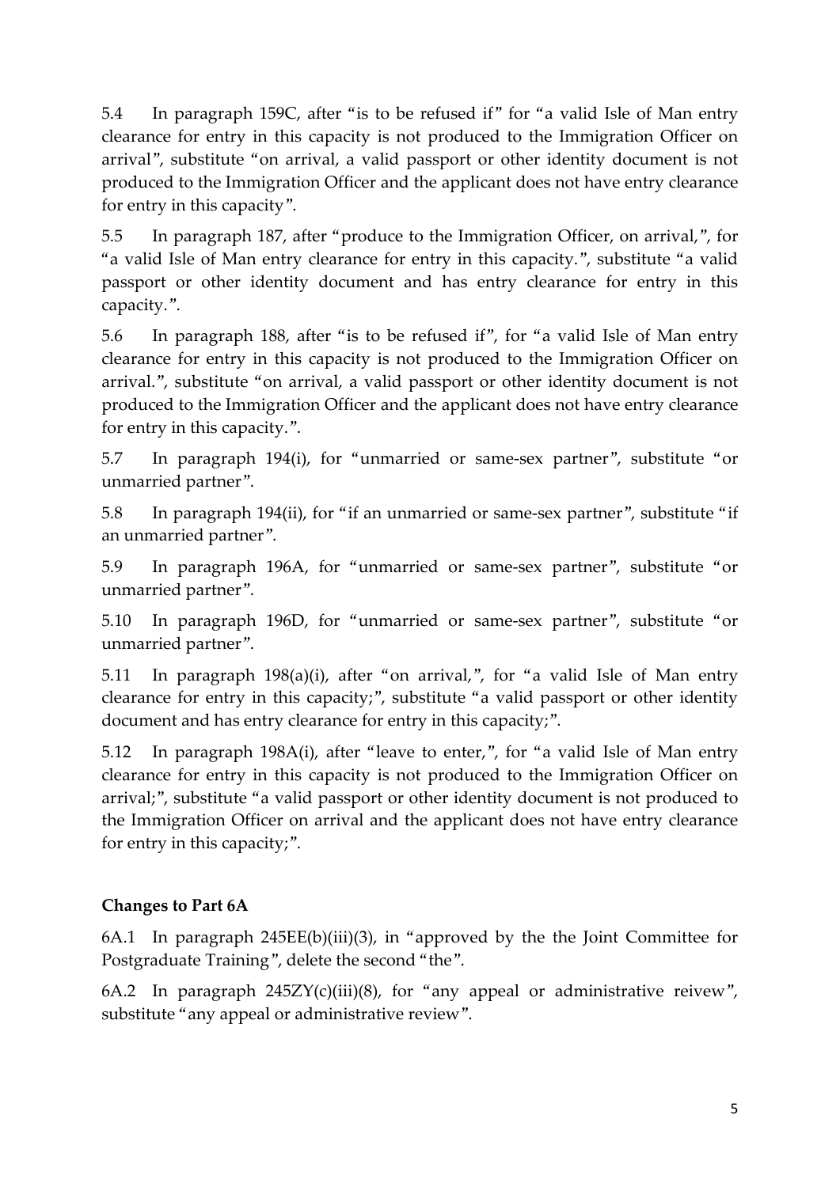5.4 In paragraph 159C, after "is to be refused if" for "a valid Isle of Man entry clearance for entry in this capacity is not produced to the Immigration Officer on arrival", substitute "on arrival, a valid passport or other identity document is not produced to the Immigration Officer and the applicant does not have entry clearance for entry in this capacity".

5.5 In paragraph 187, after "produce to the Immigration Officer, on arrival,", for "a valid Isle of Man entry clearance for entry in this capacity.", substitute "a valid passport or other identity document and has entry clearance for entry in this capacity.".

5.6 In paragraph 188, after "is to be refused if", for "a valid Isle of Man entry clearance for entry in this capacity is not produced to the Immigration Officer on arrival.", substitute "on arrival, a valid passport or other identity document is not produced to the Immigration Officer and the applicant does not have entry clearance for entry in this capacity.".

5.7 In paragraph 194(i), for "unmarried or same-sex partner", substitute "or unmarried partner".

5.8 In paragraph 194(ii), for "if an unmarried or same-sex partner", substitute "if an unmarried partner".

5.9 In paragraph 196A, for "unmarried or same-sex partner", substitute "or unmarried partner".

5.10 In paragraph 196D, for "unmarried or same-sex partner", substitute "or unmarried partner".

5.11 In paragraph 198(a)(i), after "on arrival,", for "a valid Isle of Man entry clearance for entry in this capacity;", substitute "a valid passport or other identity document and has entry clearance for entry in this capacity;".

5.12 In paragraph 198A(i), after "leave to enter,", for "a valid Isle of Man entry clearance for entry in this capacity is not produced to the Immigration Officer on arrival;", substitute "a valid passport or other identity document is not produced to the Immigration Officer on arrival and the applicant does not have entry clearance for entry in this capacity;".

**Changes to Part 6A**

6A.1 In paragraph 245EE(b)(iii)(3), in "approved by the the Joint Committee for Postgraduate Training", delete the second "the".

6A.2 In paragraph 245ZY(c)(iii)(8), for "any appeal or administrative reivew", substitute "any appeal or administrative review".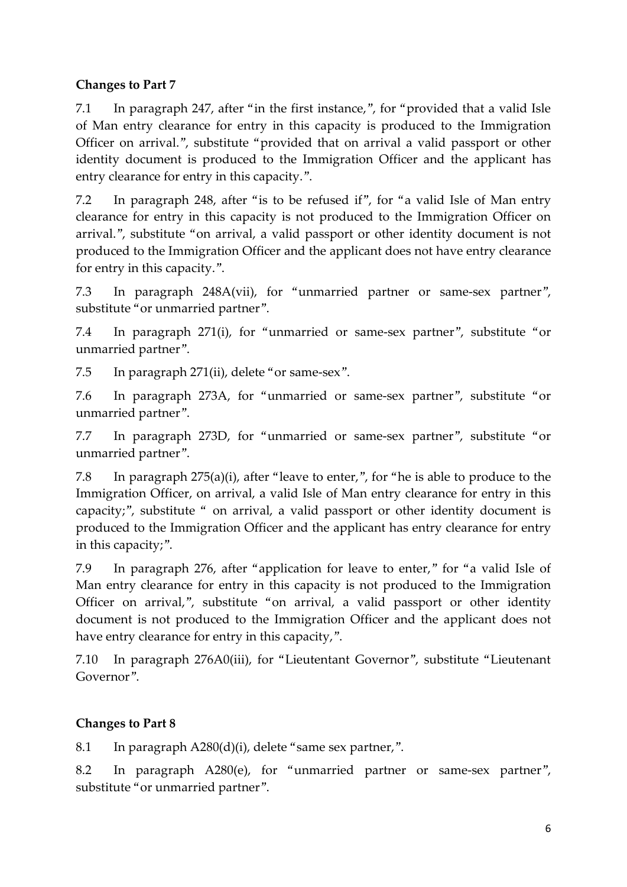**Changes to Part 7**

7.1 In paragraph 247, after "in the first instance,", for "provided that a valid Isle of Man entry clearance for entry in this capacity is produced to the Immigration Officer on arrival.", substitute "provided that on arrival a valid passport or other identity document is produced to the Immigration Officer and the applicant has entry clearance for entry in this capacity.".

7.2 In paragraph 248, after "is to be refused if", for "a valid Isle of Man entry clearance for entry in this capacity is not produced to the Immigration Officer on arrival.", substitute "on arrival, a valid passport or other identity document is not produced to the Immigration Officer and the applicant does not have entry clearance for entry in this capacity.".

7.3 In paragraph 248A(vii), for "unmarried partner or same-sex partner", substitute "or unmarried partner".

7.4 In paragraph 271(i), for "unmarried or same-sex partner", substitute "or unmarried partner".

7.5 In paragraph 271(ii), delete "or same-sex".

7.6 In paragraph 273A, for "unmarried or same-sex partner", substitute "or unmarried partner".

7.7 In paragraph 273D, for "unmarried or same-sex partner", substitute "or unmarried partner".

7.8 In paragraph 275(a)(i), after "leave to enter,", for "he is able to produce to the Immigration Officer, on arrival, a valid Isle of Man entry clearance for entry in this capacity;", substitute " on arrival, a valid passport or other identity document is produced to the Immigration Officer and the applicant has entry clearance for entry in this capacity;".

7.9 In paragraph 276, after "application for leave to enter," for "a valid Isle of Man entry clearance for entry in this capacity is not produced to the Immigration Officer on arrival,", substitute "on arrival, a valid passport or other identity document is not produced to the Immigration Officer and the applicant does not have entry clearance for entry in this capacity,".

7.10 In paragraph 276A0(iii), for "Lieutentant Governor", substitute "Lieutenant Governor".

**Changes to Part 8**

8.1 In paragraph A280(d)(i), delete "same sex partner,".

8.2 In paragraph A280(e), for "unmarried partner or same-sex partner", substitute "or unmarried partner".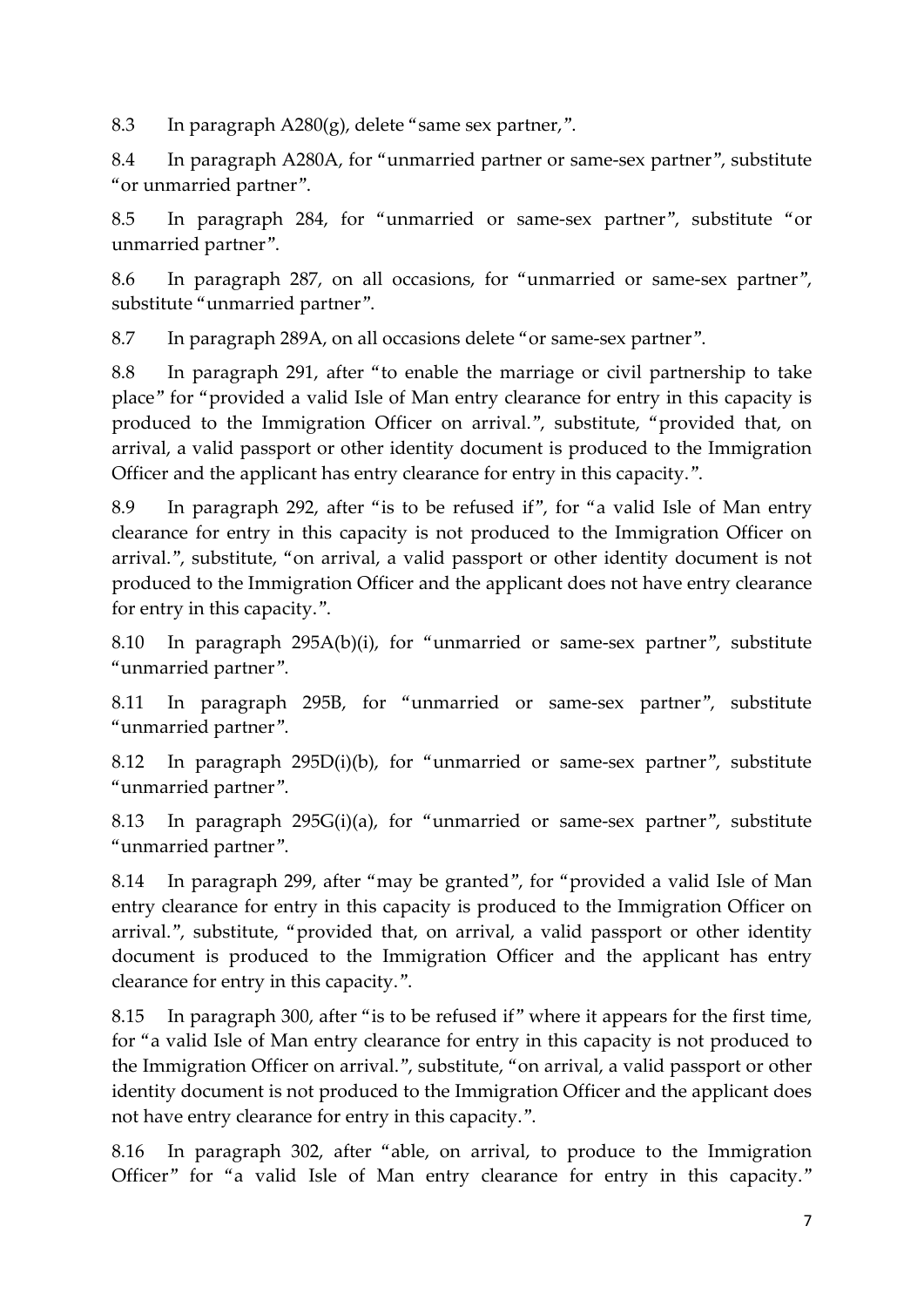8.3 In paragraph A280(g), delete "same sex partner,".

8.4 In paragraph A280A, for "unmarried partner or same-sex partner", substitute "or unmarried partner".

8.5 In paragraph 284, for "unmarried or same-sex partner", substitute "or unmarried partner".

8.6 In paragraph 287, on all occasions, for "unmarried or same-sex partner", substitute "unmarried partner".

8.7 In paragraph 289A, on all occasions delete "or same-sex partner".

8.8 In paragraph 291, after "to enable the marriage or civil partnership to take place" for "provided a valid Isle of Man entry clearance for entry in this capacity is produced to the Immigration Officer on arrival.", substitute, "provided that, on arrival, a valid passport or other identity document is produced to the Immigration Officer and the applicant has entry clearance for entry in this capacity.".

8.9 In paragraph 292, after "is to be refused if", for "a valid Isle of Man entry clearance for entry in this capacity is not produced to the Immigration Officer on arrival.", substitute, "on arrival, a valid passport or other identity document is not produced to the Immigration Officer and the applicant does not have entry clearance for entry in this capacity.".

8.10 In paragraph 295A(b)(i), for "unmarried or same-sex partner", substitute "unmarried partner".

8.11 In paragraph 295B, for "unmarried or same-sex partner", substitute "unmarried partner".

8.12 In paragraph 295D(i)(b), for "unmarried or same-sex partner", substitute "unmarried partner".

8.13 In paragraph 295G(i)(a), for "unmarried or same-sex partner", substitute "unmarried partner".

8.14 In paragraph 299, after "may be granted", for "provided a valid Isle of Man entry clearance for entry in this capacity is produced to the Immigration Officer on arrival.", substitute, "provided that, on arrival, a valid passport or other identity document is produced to the Immigration Officer and the applicant has entry clearance for entry in this capacity.".

8.15 In paragraph 300, after "is to be refused if" where it appears for the first time, for "a valid Isle of Man entry clearance for entry in this capacity is not produced to the Immigration Officer on arrival.", substitute, "on arrival, a valid passport or other identity document is not produced to the Immigration Officer and the applicant does not have entry clearance for entry in this capacity.".

8.16 In paragraph 302, after "able, on arrival, to produce to the Immigration Officer" for "a valid Isle of Man entry clearance for entry in this capacity."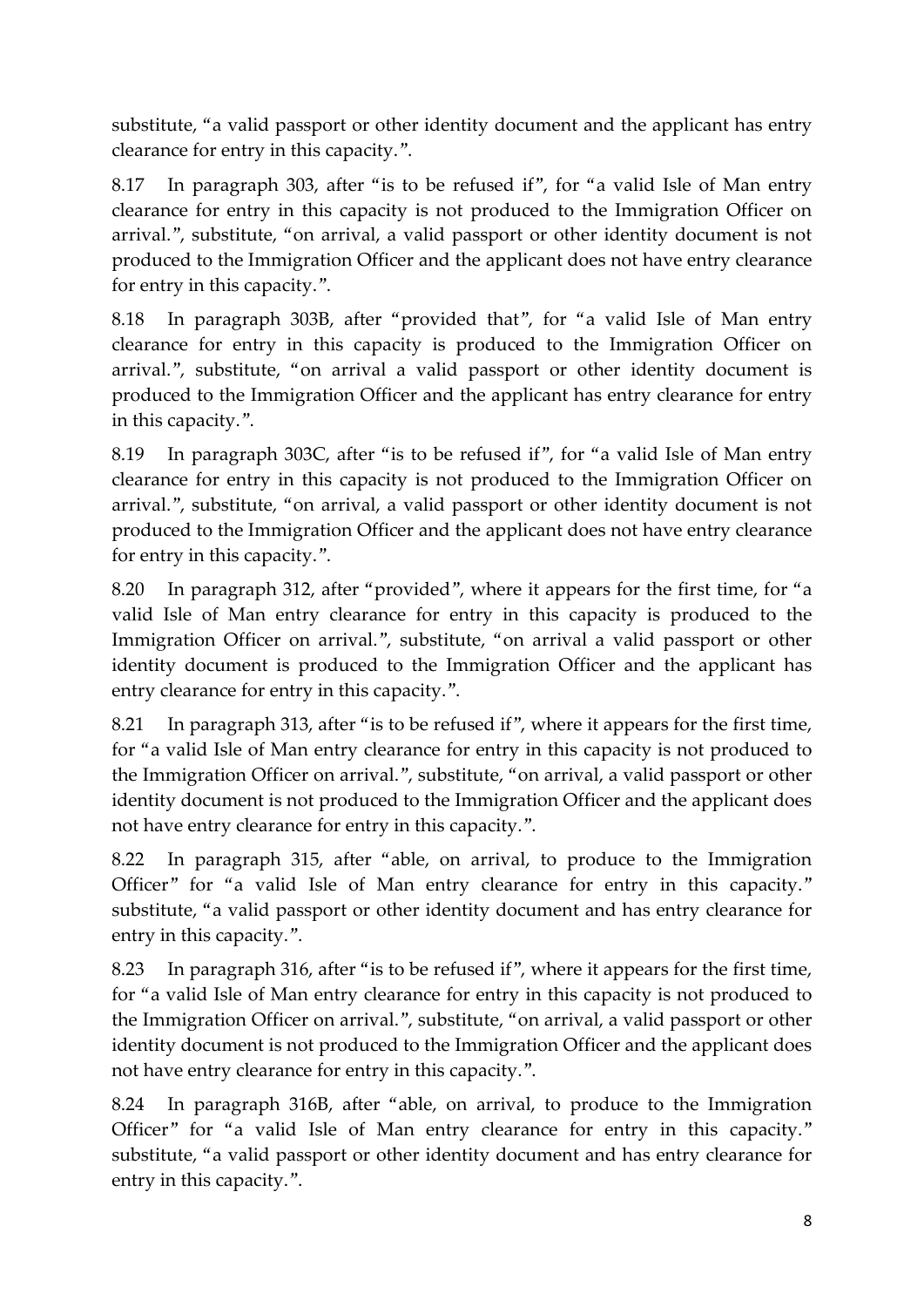substitute, "a valid passport or other identity document and the applicant has entry clearance for entry in this capacity.".

8.17 In paragraph 303, after "is to be refused if", for "a valid Isle of Man entry clearance for entry in this capacity is not produced to the Immigration Officer on arrival.", substitute, "on arrival, a valid passport or other identity document is not produced to the Immigration Officer and the applicant does not have entry clearance for entry in this capacity.".

8.18 In paragraph 303B, after "provided that", for "a valid Isle of Man entry clearance for entry in this capacity is produced to the Immigration Officer on arrival.", substitute, "on arrival a valid passport or other identity document is produced to the Immigration Officer and the applicant has entry clearance for entry in this capacity.".

8.19 In paragraph 303C, after "is to be refused if", for "a valid Isle of Man entry clearance for entry in this capacity is not produced to the Immigration Officer on arrival.", substitute, "on arrival, a valid passport or other identity document is not produced to the Immigration Officer and the applicant does not have entry clearance for entry in this capacity.".

8.20 In paragraph 312, after "provided", where it appears for the first time, for "a valid Isle of Man entry clearance for entry in this capacity is produced to the Immigration Officer on arrival.", substitute, "on arrival a valid passport or other identity document is produced to the Immigration Officer and the applicant has entry clearance for entry in this capacity.".

8.21 In paragraph 313, after "is to be refused if", where it appears for the first time, for "a valid Isle of Man entry clearance for entry in this capacity is not produced to the Immigration Officer on arrival.", substitute, "on arrival, a valid passport or other identity document is not produced to the Immigration Officer and the applicant does not have entry clearance for entry in this capacity.".

8.22 In paragraph 315, after "able, on arrival, to produce to the Immigration Officer" for "a valid Isle of Man entry clearance for entry in this capacity." substitute, "a valid passport or other identity document and has entry clearance for entry in this capacity.".

8.23 In paragraph 316, after "is to be refused if", where it appears for the first time, for "a valid Isle of Man entry clearance for entry in this capacity is not produced to the Immigration Officer on arrival.", substitute, "on arrival, a valid passport or other identity document is not produced to the Immigration Officer and the applicant does not have entry clearance for entry in this capacity.".

8.24 In paragraph 316B, after "able, on arrival, to produce to the Immigration Officer" for "a valid Isle of Man entry clearance for entry in this capacity." substitute, "a valid passport or other identity document and has entry clearance for entry in this capacity.".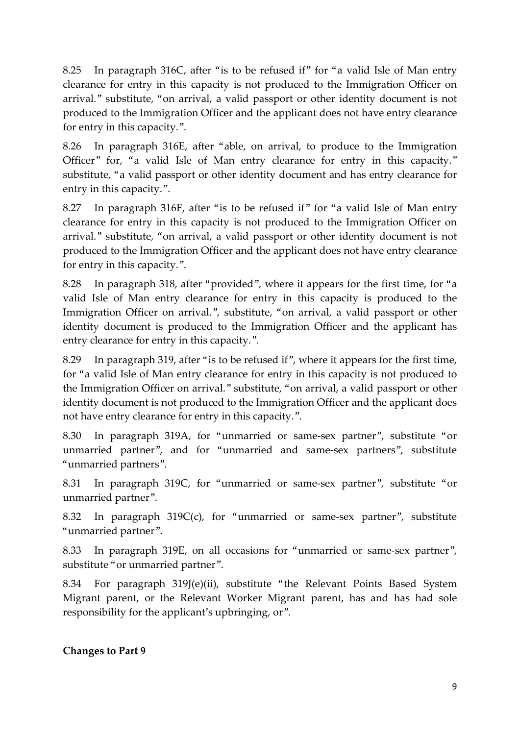8.25 In paragraph 316C, after "is to be refused if" for "a valid Isle of Man entry clearance for entry in this capacity is not produced to the Immigration Officer on arrival." substitute, "on arrival, a valid passport or other identity document is not produced to the Immigration Officer and the applicant does not have entry clearance for entry in this capacity.".

8.26 In paragraph 316E, after "able, on arrival, to produce to the Immigration Officer" for, "a valid Isle of Man entry clearance for entry in this capacity." substitute, "a valid passport or other identity document and has entry clearance for entry in this capacity.".

8.27 In paragraph 316F, after "is to be refused if" for "a valid Isle of Man entry clearance for entry in this capacity is not produced to the Immigration Officer on arrival." substitute, "on arrival, a valid passport or other identity document is not produced to the Immigration Officer and the applicant does not have entry clearance for entry in this capacity.".

8.28 In paragraph 318, after "provided", where it appears for the first time, for "a valid Isle of Man entry clearance for entry in this capacity is produced to the Immigration Officer on arrival.", substitute, "on arrival, a valid passport or other identity document is produced to the Immigration Officer and the applicant has entry clearance for entry in this capacity.".

8.29 In paragraph 319, after "is to be refused if", where it appears for the first time, for "a valid Isle of Man entry clearance for entry in this capacity is not produced to the Immigration Officer on arrival." substitute, "on arrival, a valid passport or other identity document is not produced to the Immigration Officer and the applicant does not have entry clearance for entry in this capacity.".

8.30 In paragraph 319A, for "unmarried or same-sex partner", substitute "or unmarried partner", and for "unmarried and same-sex partners", substitute "unmarried partners".

8.31 In paragraph 319C, for "unmarried or same-sex partner", substitute "or unmarried partner".

8.32 In paragraph 319C(c), for "unmarried or same-sex partner", substitute "unmarried partner".

8.33 In paragraph 319E, on all occasions for "unmarried or same-sex partner", substitute "or unmarried partner".

8.34 For paragraph 319J(e)(ii), substitute "the Relevant Points Based System Migrant parent, or the Relevant Worker Migrant parent, has and has had sole responsibility for the applicant's upbringing, or".

**Changes to Part 9**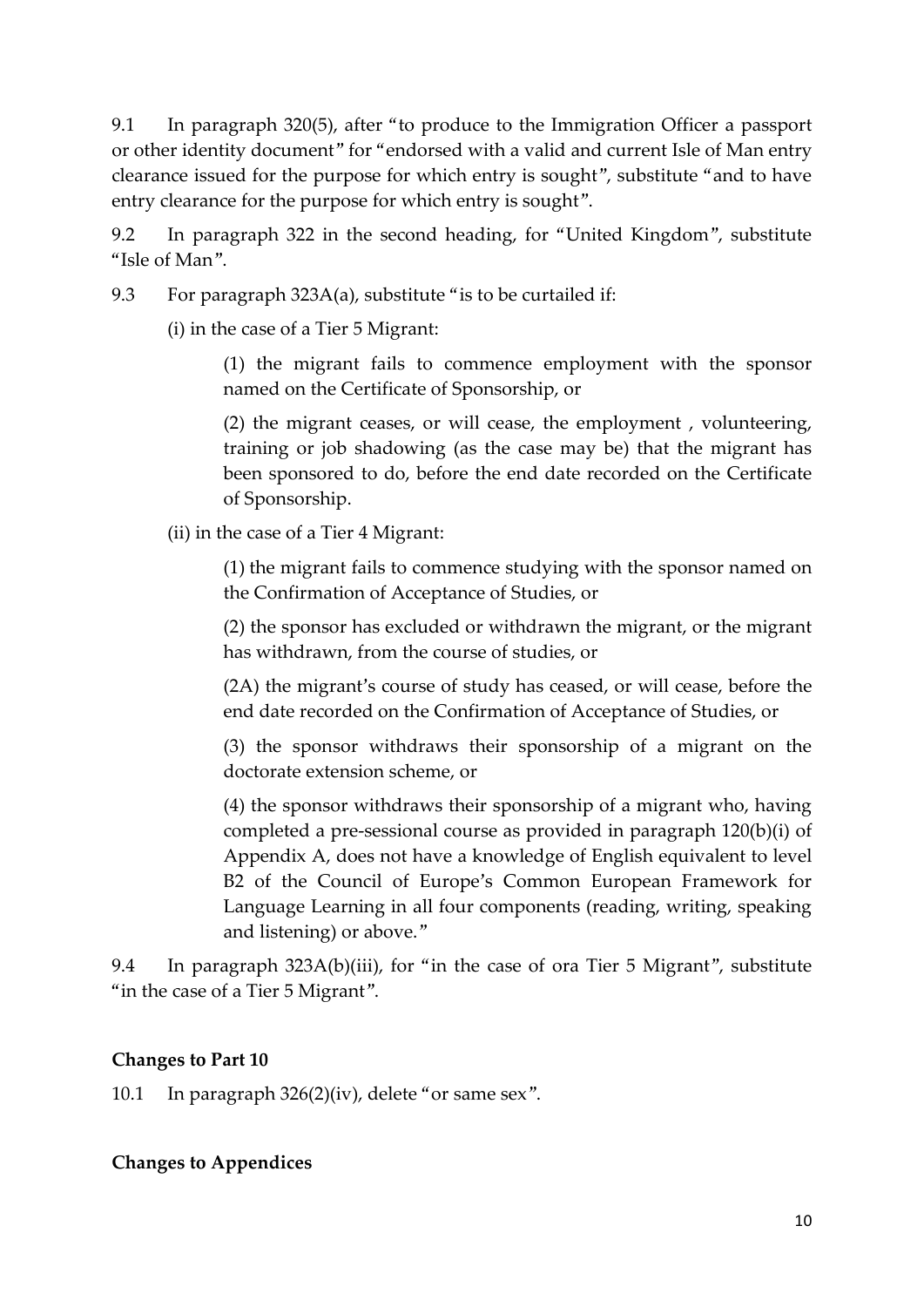9.1 In paragraph 320(5), after "to produce to the Immigration Officer a passport or other identity document" for "endorsed with a valid and current Isle of Man entry clearance issued for the purpose for which entry is sought", substitute "and to have entry clearance for the purpose for which entry is sought".

9.2 In paragraph 322 in the second heading, for "United Kingdom", substitute "Isle of Man".

9.3 For paragraph 323A(a), substitute "is to be curtailed if:

(i) in the case of a Tier 5 Migrant:

(1) the migrant fails to commence employment with the sponsor named on the Certificate of Sponsorship, or

(2) the migrant ceases, or will cease, the employment , volunteering, training or job shadowing (as the case may be) that the migrant has been sponsored to do, before the end date recorded on the Certificate of Sponsorship.

(ii) in the case of a Tier 4 Migrant:

(1) the migrant fails to commence studying with the sponsor named on the Confirmation of Acceptance of Studies, or

(2) the sponsor has excluded or withdrawn the migrant, or the migrant has withdrawn, from the course of studies, or

(2A) the migrant's course of study has ceased, or will cease, before the end date recorded on the Confirmation of Acceptance of Studies, or

(3) the sponsor withdraws their sponsorship of a migrant on the doctorate extension scheme, or

(4) the sponsor withdraws their sponsorship of a migrant who, having completed a pre-sessional course as provided in paragraph 120(b)(i) of Appendix A, does not have a knowledge of English equivalent to level B2 of the Council of Europe's Common European Framework for Language Learning in all four components (reading, writing, speaking and listening) or above."

9.4 In paragraph 323A(b)(iii), for "in the case of ora Tier 5 Migrant", substitute "in the case of a Tier 5 Migrant".

**Changes to Part 10**

10.1 In paragraph 326(2)(iv), delete "or same sex".

**Changes to Appendices**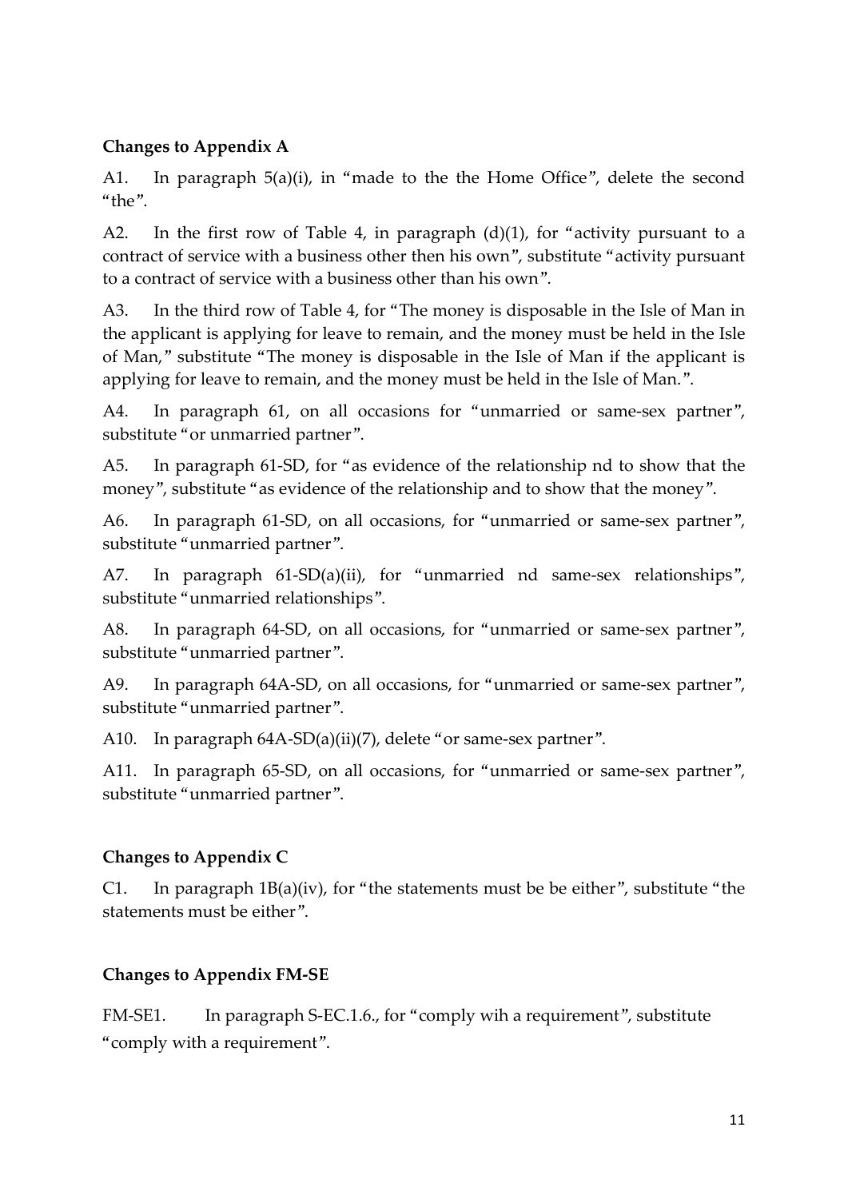**Changes to Appendix A**

A1. In paragraph 5(a)(i), in "made to the the Home Office", delete the second "the".

A2. In the first row of Table 4, in paragraph (d)(1), for "activity pursuant to a contract of service with a business other then his own", substitute "activity pursuant to a contract of service with a business other than his own".

A3. In the third row of Table 4, for "The money is disposable in the Isle of Man in the applicant is applying for leave to remain, and the money must be held in the Isle of Man," substitute "The money is disposable in the Isle of Man if the applicant is applying for leave to remain, and the money must be held in the Isle of Man.".

A4. In paragraph 61, on all occasions for "unmarried or same-sex partner", substitute "or unmarried partner".

A5. In paragraph 61-SD, for "as evidence of the relationship nd to show that the money", substitute "as evidence of the relationship and to show that the money".

A6. In paragraph 61-SD, on all occasions, for "unmarried or same-sex partner", substitute "unmarried partner".

A7. In paragraph 61-SD(a)(ii), for "unmarried nd same-sex relationships", substitute "unmarried relationships".

A8. In paragraph 64-SD, on all occasions, for "unmarried or same-sex partner", substitute "unmarried partner".

A9. In paragraph 64A-SD, on all occasions, for "unmarried or same-sex partner", substitute "unmarried partner".

A10. In paragraph 64A-SD(a)(ii)(7), delete "or same-sex partner".

A11. In paragraph 65-SD, on all occasions, for "unmarried or same-sex partner", substitute "unmarried partner".

**Changes to Appendix C**

C1. In paragraph 1B(a)(iv), for "the statements must be be either", substitute "the statements must be either".

**Changes to Appendix FM-SE**

FM-SE1. In paragraph S-EC.1.6., for "comply wih a requirement", substitute "comply with a requirement".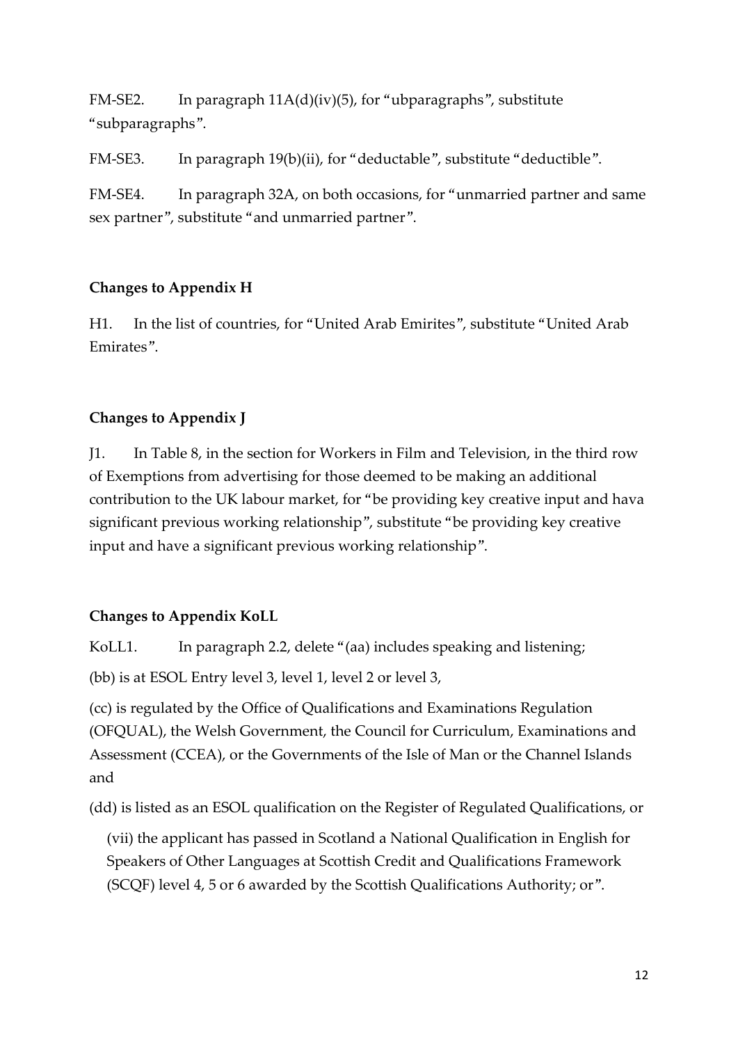FM-SE2. In paragraph 11A(d)(iv)(5), for "ubparagraphs", substitute "subparagraphs".

FM-SE3. In paragraph 19(b)(ii), for "deductable", substitute "deductible".

FM-SE4. In paragraph 32A, on both occasions, for "unmarried partner and same sex partner", substitute "and unmarried partner".

**Changes to Appendix H**

H1. In the list of countries, for "United Arab Emirites", substitute "United Arab Emirates".

**Changes to Appendix J**

J1. In Table 8, in the section for Workers in Film and Television, in the third row of Exemptions from advertising for those deemed to be making an additional contribution to the UK labour market, for "be providing key creative input and hava significant previous working relationship", substitute "be providing key creative input and have a significant previous working relationship".

**Changes to Appendix KoLL**

KoLL1. In paragraph 2.2, delete "(aa) includes speaking and listening;

(bb) is at ESOL Entry level 3, level 1, level 2 or level 3,

(cc) is regulated by the Office of Qualifications and Examinations Regulation (OFQUAL), the Welsh Government, the Council for Curriculum, Examinations and Assessment (CCEA), or the Governments of the Isle of Man or the Channel Islands and

(dd) is listed as an ESOL qualification on the Register of Regulated Qualifications, or

(vii) the applicant has passed in Scotland a National Qualification in English for Speakers of Other Languages at Scottish Credit and Qualifications Framework (SCQF) level 4, 5 or 6 awarded by the Scottish Qualifications Authority; or".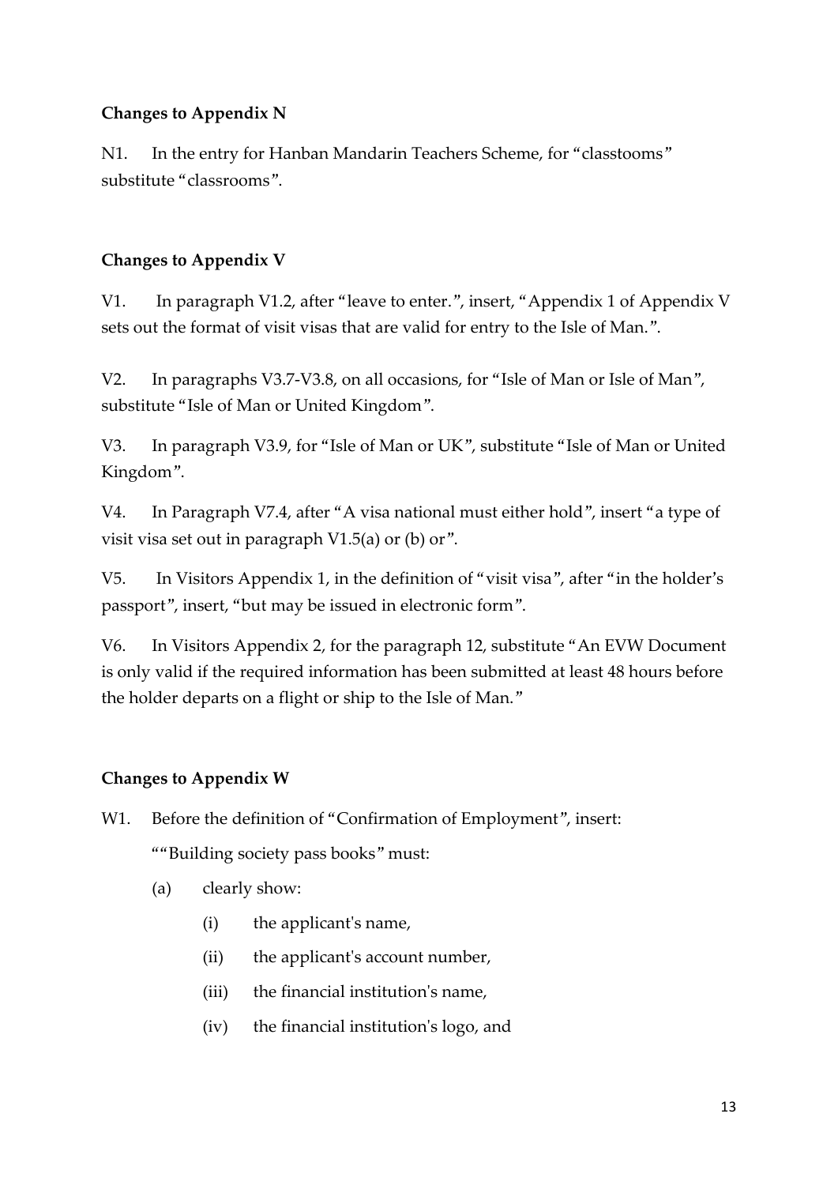**Changes to Appendix N**

N1. In the entry for Hanban Mandarin Teachers Scheme, for "classtooms" substitute "classrooms".

**Changes to Appendix V**

V1. In paragraph V1.2, after "leave to enter.", insert, "Appendix 1 of Appendix V sets out the format of visit visas that are valid for entry to the Isle of Man.".

V2. In paragraphs V3.7-V3.8, on all occasions, for "Isle of Man or Isle of Man", substitute "Isle of Man or United Kingdom".

V3. In paragraph V3.9, for "Isle of Man or UK", substitute "Isle of Man or United Kingdom".

V4. In Paragraph V7.4, after "A visa national must either hold", insert "a type of visit visa set out in paragraph V1.5(a) or (b) or".

V5. In Visitors Appendix 1, in the definition of "visit visa", after "in the holder's passport", insert, "but may be issued in electronic form".

V6. In Visitors Appendix 2, for the paragraph 12, substitute "An EVW Document is only valid if the required information has been submitted at least 48 hours before the holder departs on a flight or ship to the Isle of Man."

**Changes to Appendix W**

W1. Before the definition of "Confirmation of Employment", insert:

""Building society pass books" must:

(a) clearly show:

(i) the applicant's name,

(ii) the applicant's account number,

(iii) the financial institution's name,

(iv) the financial institution's logo, and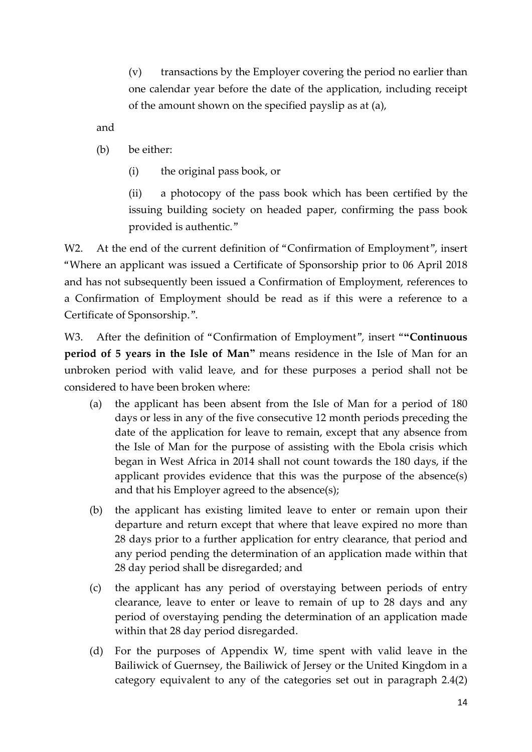(v) transactions by the Employer covering the period no earlier than one calendar year before the date of the application, including receipt of the amount shown on the specified payslip as at (a),

and

(b) be either:

(i) the original pass book, or

(ii) a photocopy of the pass book which has been certified by the issuing building society on headed paper, confirming the pass book provided is authentic."

W2. At the end of the current definition of "Confirmation of Employment", insert "Where an applicant was issued a Certificate of Sponsorship prior to 06 April 2018 and has not subsequently been issued a Confirmation of Employment, references to a Confirmation of Employment should be read as if this were a reference to a Certificate of Sponsorship.".

W3. After the definition of "Confirmation of Employment", insert "**"Continuous period of 5 years in the Isle of Man"** means residence in the Isle of Man for an unbroken period with valid leave, and for these purposes a period shall not be considered to have been broken where:

(a) the applicant has been absent from the Isle of Man for a period of 180 days or less in any of the five consecutive 12 month periods preceding the date of the application for leave to remain, except that any absence from the Isle of Man for the purpose of assisting with the Ebola crisis which began in West Africa in 2014 shall not count towards the 180 days, if the applicant provides evidence that this was the purpose of the absence(s) and that his Employer agreed to the absence(s);

(b) the applicant has existing limited leave to enter or remain upon their departure and return except that where that leave expired no more than 28 days prior to a further application for entry clearance, that period and any period pending the determination of an application made within that 28 day period shall be disregarded; and

(c) the applicant has any period of overstaying between periods of entry clearance, leave to enter or leave to remain of up to 28 days and any period of overstaying pending the determination of an application made within that 28 day period disregarded.

(d) For the purposes of Appendix W, time spent with valid leave in the Bailiwick of Guernsey, the Bailiwick of Jersey or the United Kingdom in a category equivalent to any of the categories set out in paragraph 2.4(2)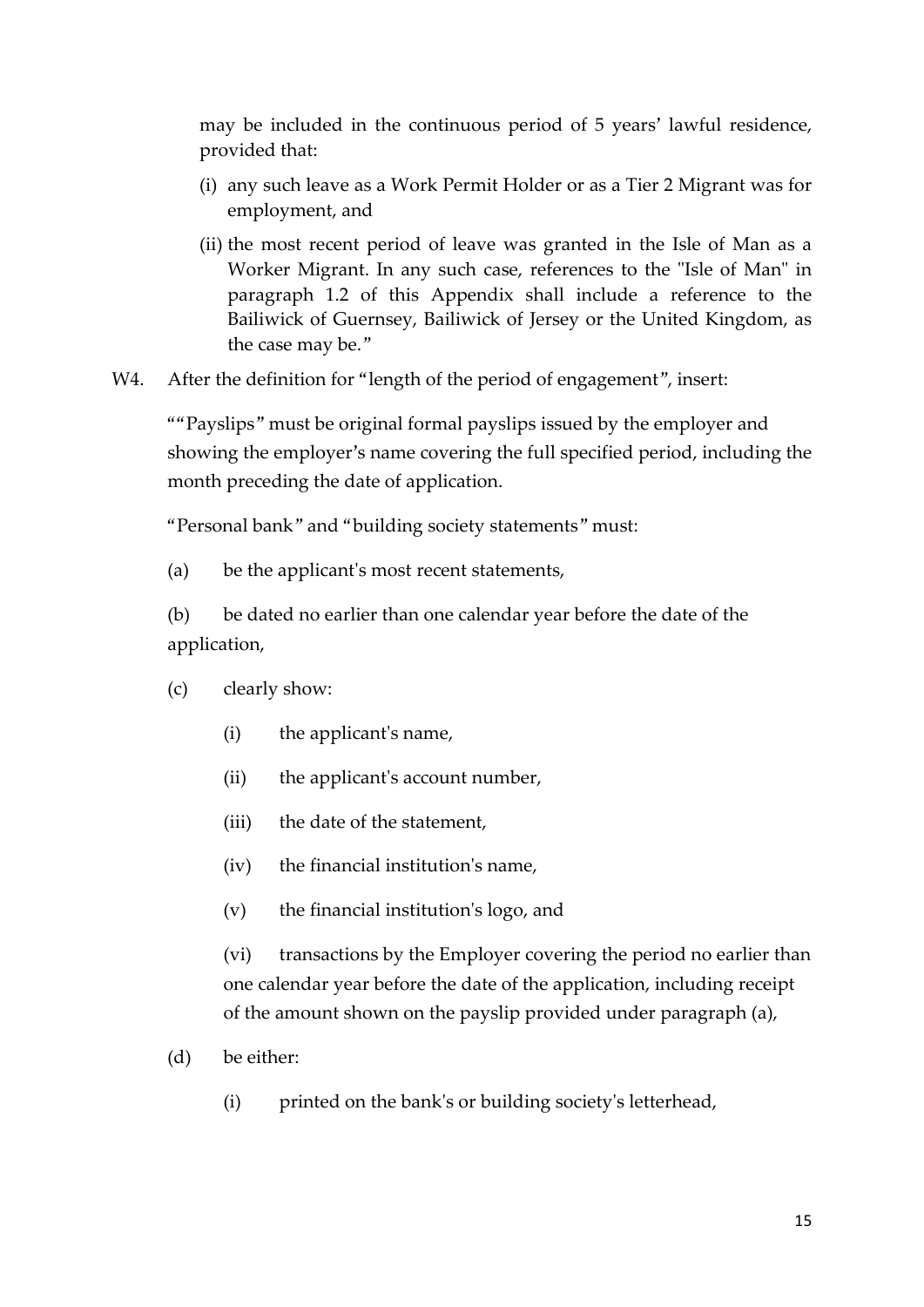may be included in the continuous period of 5 years' lawful residence, provided that:

(i) any such leave as a Work Permit Holder or as a Tier 2 Migrant was for employment, and

(ii) the most recent period of leave was granted in the Isle of Man as a Worker Migrant. In any such case, references to the "Isle of Man" in paragraph 1.2 of this Appendix shall include a reference to the Bailiwick of Guernsey, Bailiwick of Jersey or the United Kingdom, as the case may be."

W4. After the definition for "length of the period of engagement", insert:

""Payslips" must be original formal payslips issued by the employer and showing the employer's name covering the full specified period, including the month preceding the date of application.

"Personal bank" and "building society statements" must:

(a) be the applicant's most recent statements,

(b) be dated no earlier than one calendar year before the date of the application,

(c) clearly show:

(i) the applicant's name,

(ii) the applicant's account number,

(iii) the date of the statement,

(iv) the financial institution's name,

(v) the financial institution's logo, and

(vi) transactions by the Employer covering the period no earlier than one calendar year before the date of the application, including receipt of the amount shown on the payslip provided under paragraph (a),

(d) be either:

(i) printed on the bank's or building society's letterhead,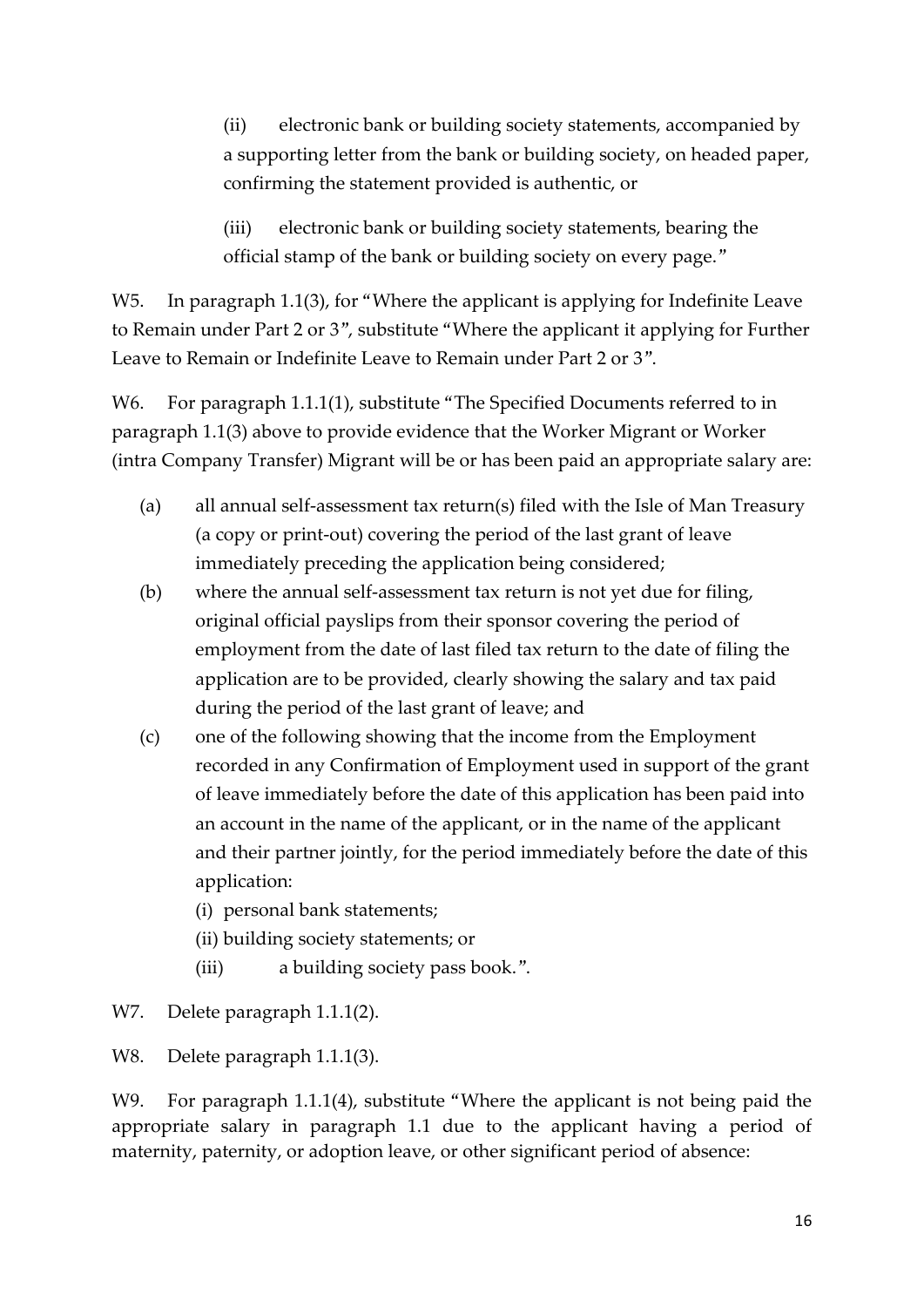(ii) electronic bank or building society statements, accompanied by a supporting letter from the bank or building society, on headed paper, confirming the statement provided is authentic, or

(iii) electronic bank or building society statements, bearing the official stamp of the bank or building society on every page."

W5. In paragraph 1.1(3), for "Where the applicant is applying for Indefinite Leave to Remain under Part 2 or 3", substitute "Where the applicant it applying for Further Leave to Remain or Indefinite Leave to Remain under Part 2 or 3".

W6. For paragraph 1.1.1(1), substitute "The Specified Documents referred to in paragraph 1.1(3) above to provide evidence that the Worker Migrant or Worker (intra Company Transfer) Migrant will be or has been paid an appropriate salary are:

(a) all annual self-assessment tax return(s) filed with the Isle of Man Treasury (a copy or print-out) covering the period of the last grant of leave immediately preceding the application being considered;

(b) where the annual self-assessment tax return is not yet due for filing, original official payslips from their sponsor covering the period of employment from the date of last filed tax return to the date of filing the application are to be provided, clearly showing the salary and tax paid during the period of the last grant of leave; and

(c) one of the following showing that the income from the Employment recorded in any Confirmation of Employment used in support of the grant of leave immediately before the date of this application has been paid into an account in the name of the applicant, or in the name of the applicant and their partner jointly, for the period immediately before the date of this application:

(i) personal bank statements;

(ii) building society statements; or

(iii) a building society pass book.".

W7. Delete paragraph 1.1.1(2).

W8. Delete paragraph 1.1.1(3).

W9. For paragraph 1.1.1(4), substitute "Where the applicant is not being paid the appropriate salary in paragraph 1.1 due to the applicant having a period of maternity, paternity, or adoption leave, or other significant period of absence: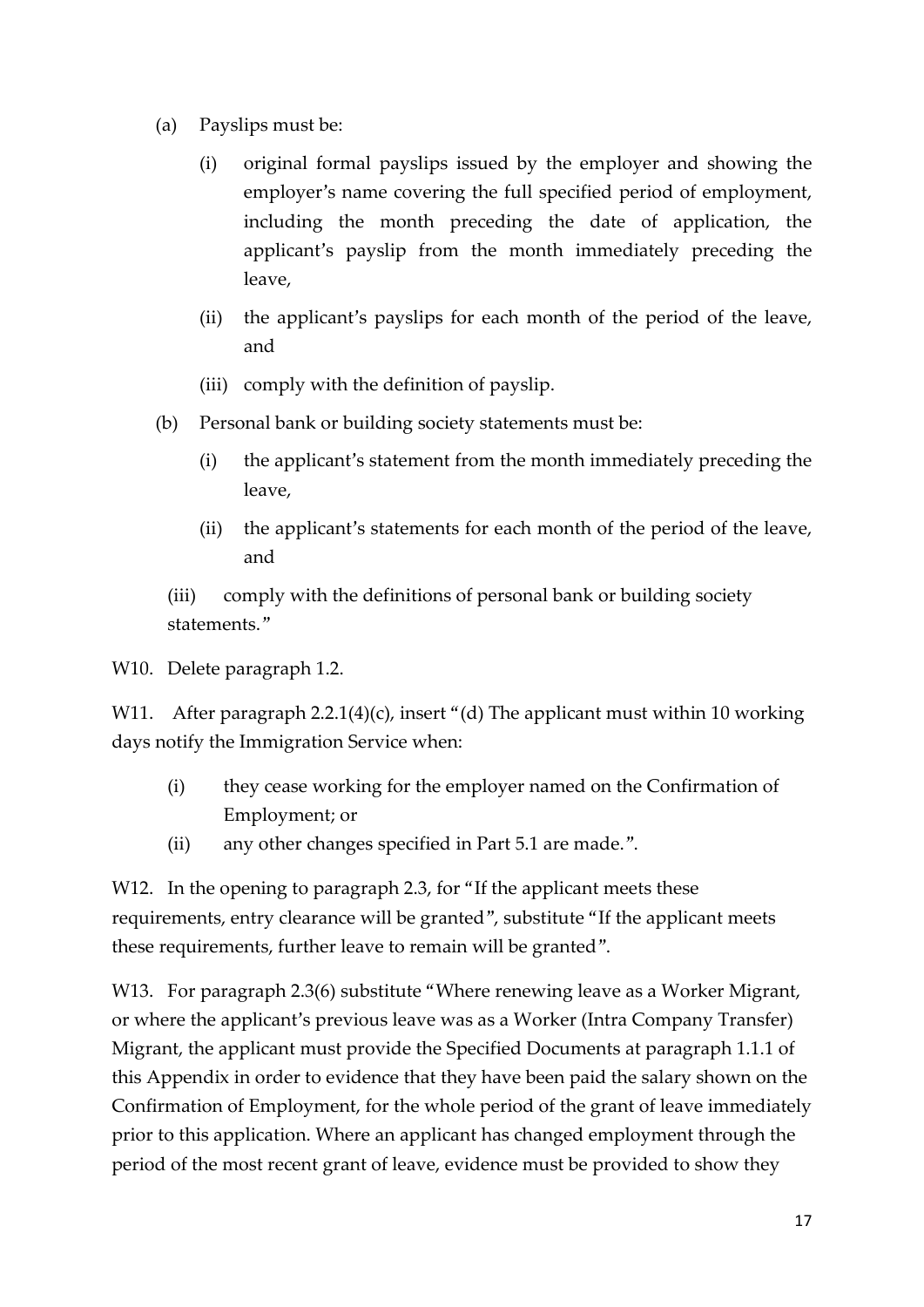(a) Payslips must be:

   (i) original formal payslips issued by the employer and showing the employer's name covering the full specified period of employment, including the month preceding the date of application, the applicant's payslip from the month immediately preceding the leave,

   (ii) the applicant's payslips for each month of the period of the leave, and

   (iii) comply with the definition of payslip.

(b) Personal bank or building society statements must be:

   (i) the applicant's statement from the month immediately preceding the leave,

   (ii) the applicant's statements for each month of the period of the leave, and

   (iii) comply with the definitions of personal bank or building society statements."

W10. Delete paragraph 1.2.

W11. After paragraph 2.2.1(4)(c), insert "(d) The applicant must within 10 working days notify the Immigration Service when:

   (i) they cease working for the employer named on the Confirmation of Employment; or

   (ii) any other changes specified in Part 5.1 are made.".

W12. In the opening to paragraph 2.3, for "If the applicant meets these requirements, entry clearance will be granted", substitute "If the applicant meets these requirements, further leave to remain will be granted".

W13. For paragraph 2.3(6) substitute "Where renewing leave as a Worker Migrant, or where the applicant's previous leave was as a Worker (Intra Company Transfer) Migrant, the applicant must provide the Specified Documents at paragraph 1.1.1 of this Appendix in order to evidence that they have been paid the salary shown on the Confirmation of Employment, for the whole period of the grant of leave immediately prior to this application. Where an applicant has changed employment through the period of the most recent grant of leave, evidence must be provided to show they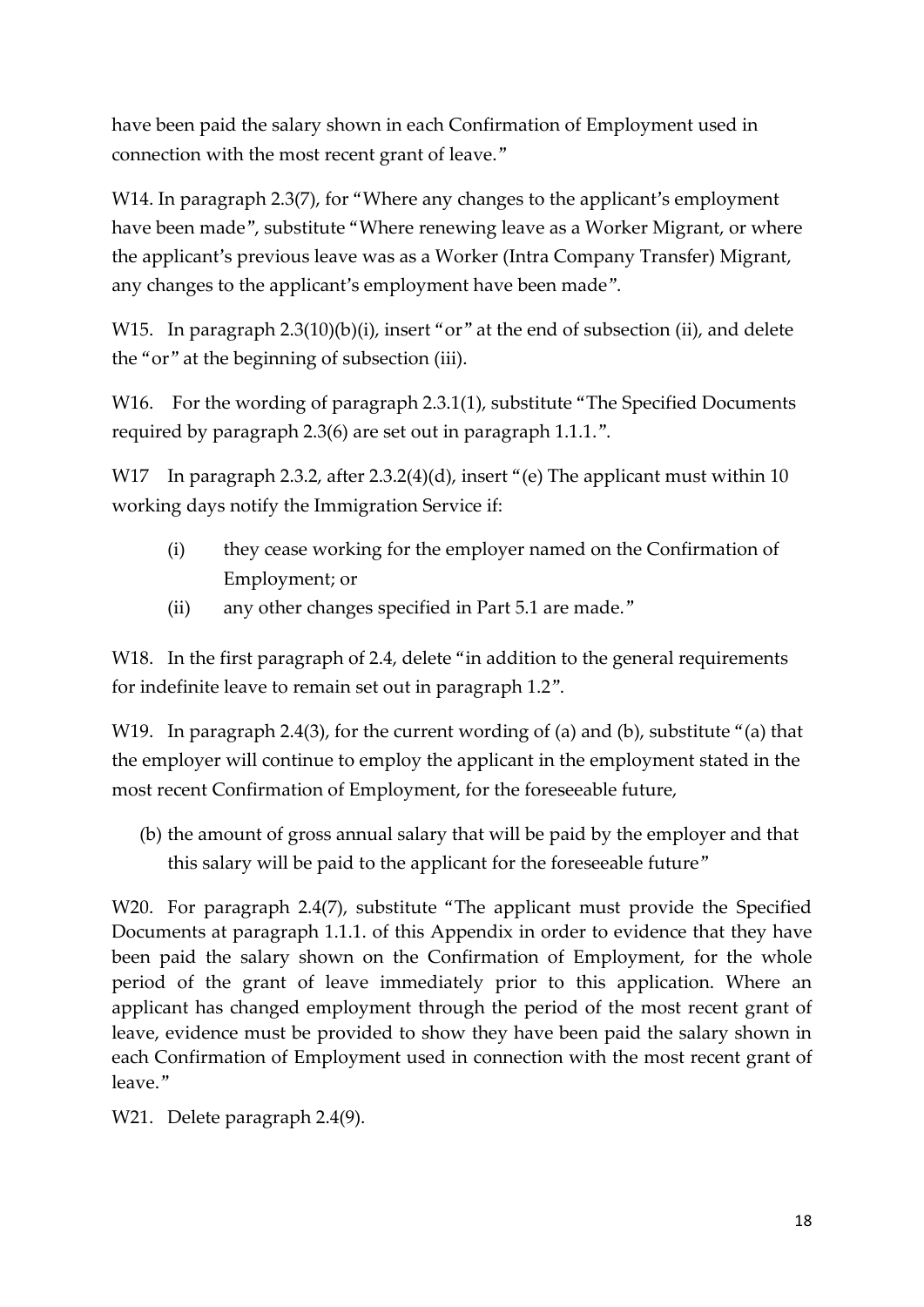have been paid the salary shown in each Confirmation of Employment used in connection with the most recent grant of leave."

W14. In paragraph 2.3(7), for "Where any changes to the applicant's employment have been made", substitute "Where renewing leave as a Worker Migrant, or where the applicant's previous leave was as a Worker (Intra Company Transfer) Migrant, any changes to the applicant's employment have been made".

W15. In paragraph 2.3(10)(b)(i), insert "or" at the end of subsection (ii), and delete the "or" at the beginning of subsection (iii).

W16. For the wording of paragraph 2.3.1(1), substitute "The Specified Documents required by paragraph 2.3(6) are set out in paragraph 1.1.1.".

W17 In paragraph 2.3.2, after 2.3.2(4)(d), insert "(e) The applicant must within 10 working days notify the Immigration Service if:

- (i) they cease working for the employer named on the Confirmation of Employment; or
- (ii) any other changes specified in Part 5.1 are made."

W18. In the first paragraph of 2.4, delete "in addition to the general requirements for indefinite leave to remain set out in paragraph 1.2".

W19. In paragraph 2.4(3), for the current wording of (a) and (b), substitute "(a) that the employer will continue to employ the applicant in the employment stated in the most recent Confirmation of Employment, for the foreseeable future,

(b) the amount of gross annual salary that will be paid by the employer and that this salary will be paid to the applicant for the foreseeable future"

W20. For paragraph 2.4(7), substitute "The applicant must provide the Specified Documents at paragraph 1.1.1. of this Appendix in order to evidence that they have been paid the salary shown on the Confirmation of Employment, for the whole period of the grant of leave immediately prior to this application. Where an applicant has changed employment through the period of the most recent grant of leave, evidence must be provided to show they have been paid the salary shown in each Confirmation of Employment used in connection with the most recent grant of leave."

W21. Delete paragraph 2.4(9).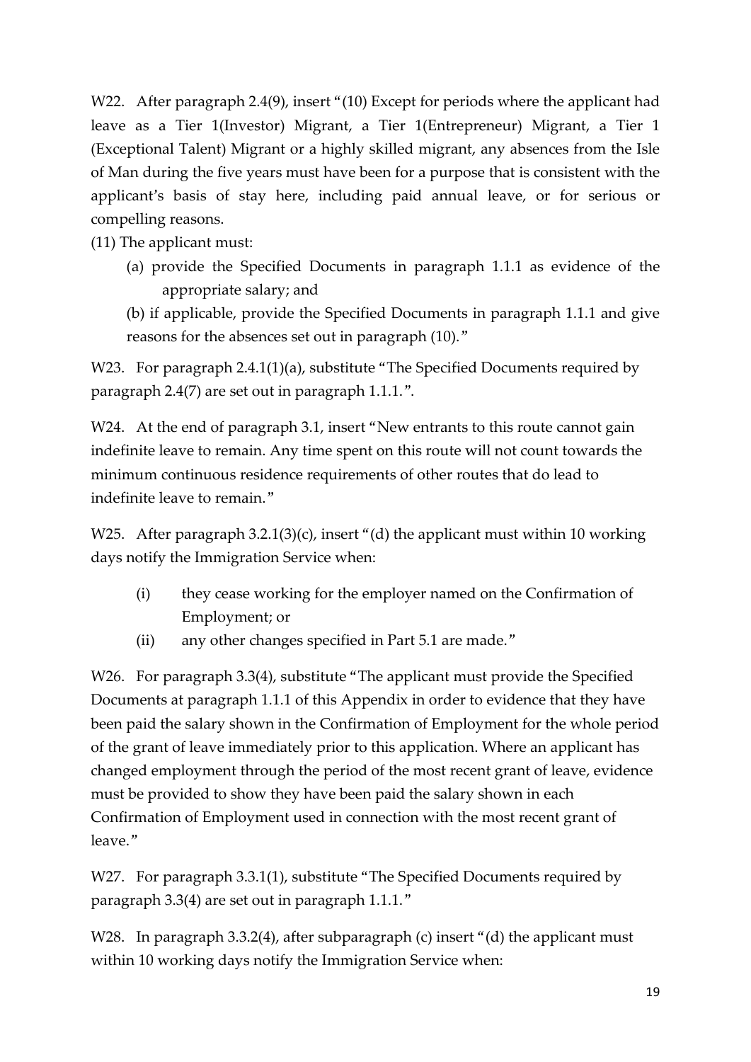W22. After paragraph 2.4(9), insert "(10) Except for periods where the applicant had leave as a Tier 1(Investor) Migrant, a Tier 1(Entrepreneur) Migrant, a Tier 1 (Exceptional Talent) Migrant or a highly skilled migrant, any absences from the Isle of Man during the five years must have been for a purpose that is consistent with the applicant's basis of stay here, including paid annual leave, or for serious or compelling reasons.

(11) The applicant must:

(a) provide the Specified Documents in paragraph 1.1.1 as evidence of the appropriate salary; and

(b) if applicable, provide the Specified Documents in paragraph 1.1.1 and give reasons for the absences set out in paragraph (10)."

W23. For paragraph 2.4.1(1)(a), substitute "The Specified Documents required by paragraph 2.4(7) are set out in paragraph 1.1.1.".

W24. At the end of paragraph 3.1, insert "New entrants to this route cannot gain indefinite leave to remain. Any time spent on this route will not count towards the minimum continuous residence requirements of other routes that do lead to indefinite leave to remain."

W25. After paragraph 3.2.1(3)(c), insert "(d) the applicant must within 10 working days notify the Immigration Service when:

(i) they cease working for the employer named on the Confirmation of Employment; or

(ii) any other changes specified in Part 5.1 are made."

W26. For paragraph 3.3(4), substitute "The applicant must provide the Specified Documents at paragraph 1.1.1 of this Appendix in order to evidence that they have been paid the salary shown in the Confirmation of Employment for the whole period of the grant of leave immediately prior to this application. Where an applicant has changed employment through the period of the most recent grant of leave, evidence must be provided to show they have been paid the salary shown in each Confirmation of Employment used in connection with the most recent grant of leave."

W27. For paragraph 3.3.1(1), substitute "The Specified Documents required by paragraph 3.3(4) are set out in paragraph 1.1.1."

W28. In paragraph 3.3.2(4), after subparagraph (c) insert "(d) the applicant must within 10 working days notify the Immigration Service when: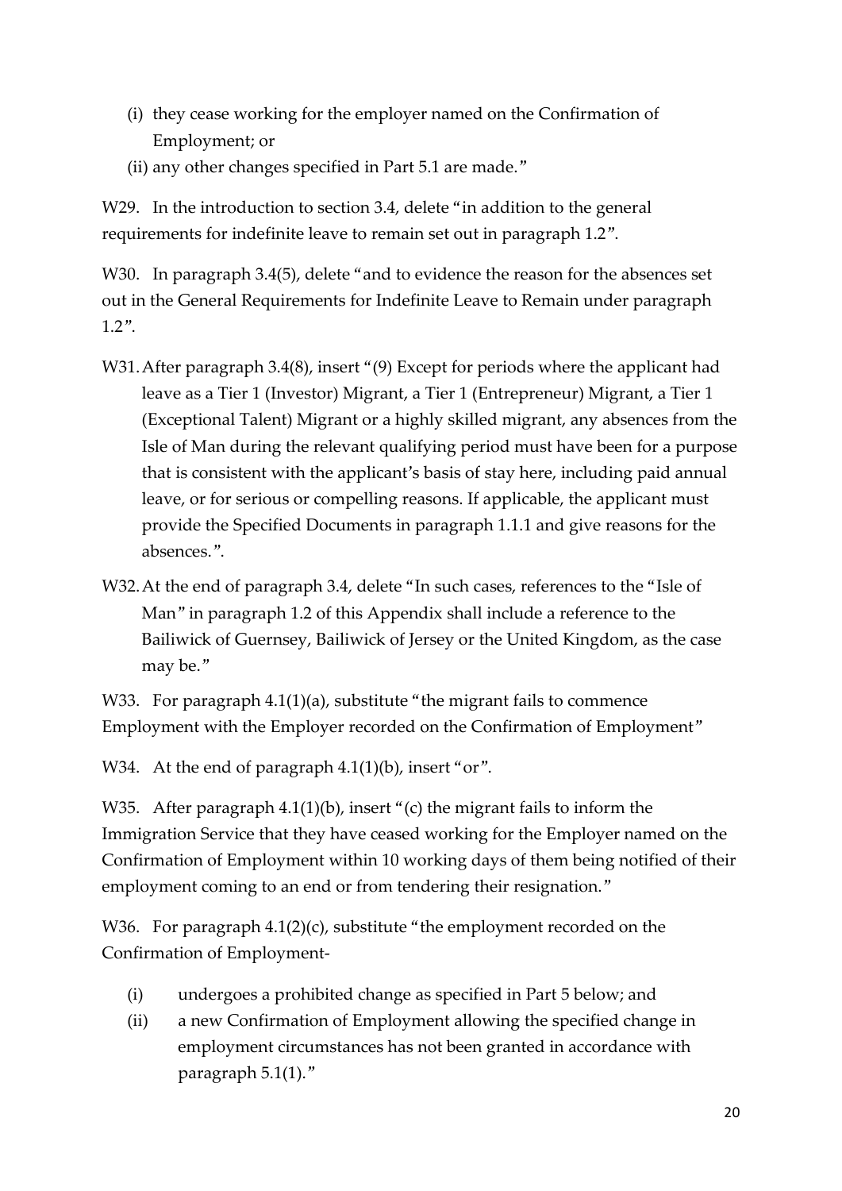(i) they cease working for the employer named on the Confirmation of Employment; or

(ii) any other changes specified in Part 5.1 are made."

W29. In the introduction to section 3.4, delete "in addition to the general requirements for indefinite leave to remain set out in paragraph 1.2".

W30. In paragraph 3.4(5), delete "and to evidence the reason for the absences set out in the General Requirements for Indefinite Leave to Remain under paragraph 1.2".

W31. After paragraph 3.4(8), insert "(9) Except for periods where the applicant had leave as a Tier 1 (Investor) Migrant, a Tier 1 (Entrepreneur) Migrant, a Tier 1 (Exceptional Talent) Migrant or a highly skilled migrant, any absences from the Isle of Man during the relevant qualifying period must have been for a purpose that is consistent with the applicant's basis of stay here, including paid annual leave, or for serious or compelling reasons. If applicable, the applicant must provide the Specified Documents in paragraph 1.1.1 and give reasons for the absences.".

W32. At the end of paragraph 3.4, delete "In such cases, references to the "Isle of Man" in paragraph 1.2 of this Appendix shall include a reference to the Bailiwick of Guernsey, Bailiwick of Jersey or the United Kingdom, as the case may be."

W33. For paragraph 4.1(1)(a), substitute "the migrant fails to commence Employment with the Employer recorded on the Confirmation of Employment"

W34. At the end of paragraph 4.1(1)(b), insert "or".

W35. After paragraph 4.1(1)(b), insert "(c) the migrant fails to inform the Immigration Service that they have ceased working for the Employer named on the Confirmation of Employment within 10 working days of them being notified of their employment coming to an end or from tendering their resignation."

W36. For paragraph 4.1(2)(c), substitute "the employment recorded on the Confirmation of Employment-

(i) undergoes a prohibited change as specified in Part 5 below; and

(ii) a new Confirmation of Employment allowing the specified change in employment circumstances has not been granted in accordance with paragraph 5.1(1)."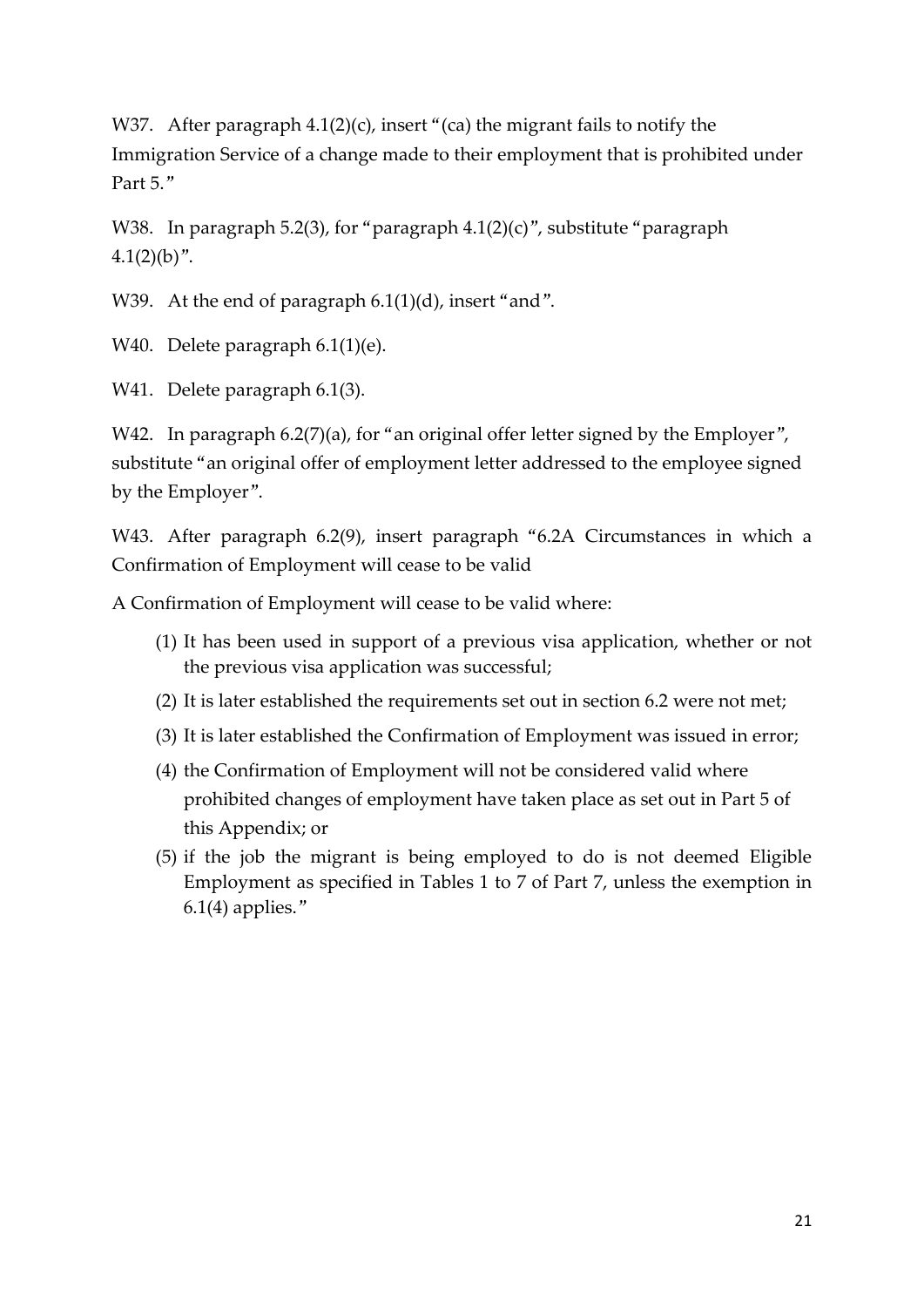W37. After paragraph 4.1(2)(c), insert "(ca) the migrant fails to notify the Immigration Service of a change made to their employment that is prohibited under Part 5."

W38. In paragraph 5.2(3), for "paragraph 4.1(2)(c)", substitute "paragraph 4.1(2)(b)".

W39. At the end of paragraph 6.1(1)(d), insert "and".

W40. Delete paragraph 6.1(1)(e).

W41. Delete paragraph 6.1(3).

W42. In paragraph 6.2(7)(a), for "an original offer letter signed by the Employer", substitute "an original offer of employment letter addressed to the employee signed by the Employer".

W43. After paragraph 6.2(9), insert paragraph "6.2A Circumstances in which a Confirmation of Employment will cease to be valid

A Confirmation of Employment will cease to be valid where:

(1) It has been used in support of a previous visa application, whether or not the previous visa application was successful;

(2) It is later established the requirements set out in section 6.2 were not met;

(3) It is later established the Confirmation of Employment was issued in error;

(4) the Confirmation of Employment will not be considered valid where prohibited changes of employment have taken place as set out in Part 5 of this Appendix; or

(5) if the job the migrant is being employed to do is not deemed Eligible Employment as specified in Tables 1 to 7 of Part 7, unless the exemption in 6.1(4) applies."